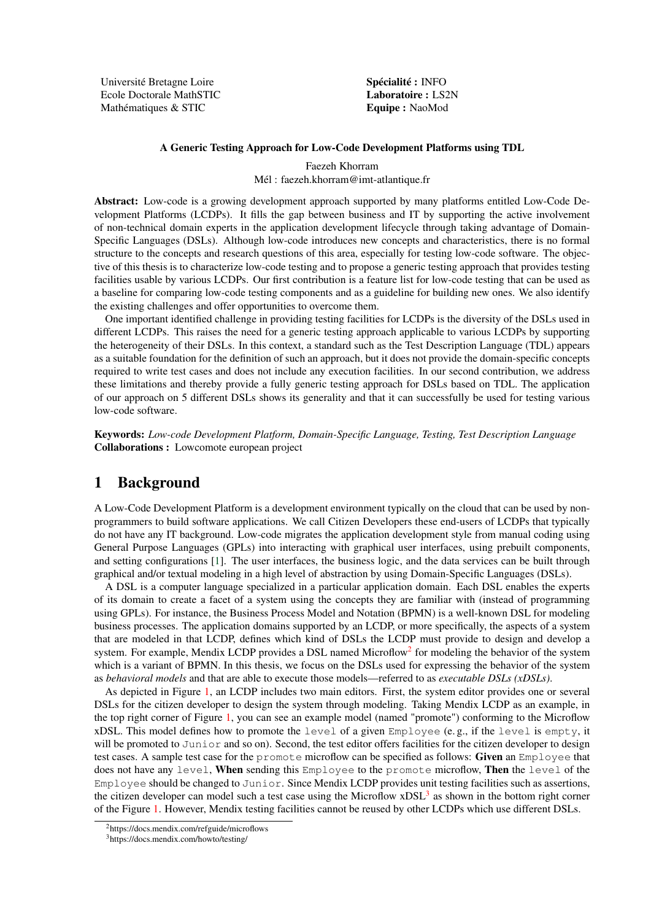Université Bretagne Loire
Ecole Doctorale MathSTIC
Mathématiques & STIC

**Spécialité :** INFO
**Laboratoire :** LS2N
**Equipe :** NaoMod

**A Generic Testing Approach for Low-Code Development Platforms using TDL**

Faezeh Khorram
Mél : faezeh.khorram@imt-atlantique.fr

**Abstract:** Low-code is a growing development approach supported by many platforms entitled Low-Code Development Platforms (LCDPs). It fills the gap between business and IT by supporting the active involvement of non-technical domain experts in the application development lifecycle through taking advantage of Domain-Specific Languages (DSLs). Although low-code introduces new concepts and characteristics, there is no formal structure to the concepts and research questions of this area, especially for testing low-code software. The objective of this thesis is to characterize low-code testing and to propose a generic testing approach that provides testing facilities usable by various LCDPs. Our first contribution is a feature list for low-code testing that can be used as a baseline for comparing low-code testing components and as a guideline for building new ones. We also identify the existing challenges and offer opportunities to overcome them.

One important identified challenge in providing testing facilities for LCDPs is the diversity of the DSLs used in different LCDPs. This raises the need for a generic testing approach applicable to various LCDPs by supporting the heterogeneity of their DSLs. In this context, a standard such as the Test Description Language (TDL) appears as a suitable foundation for the definition of such an approach, but it does not provide the domain-specific concepts required to write test cases and does not include any execution facilities. In our second contribution, we address these limitations and thereby provide a fully generic testing approach for DSLs based on TDL. The application of our approach on 5 different DSLs shows its generality and that it can successfully be used for testing various low-code software.

**Keywords:** *Low-code Development Platform, Domain-Specific Language, Testing, Test Description Language*
**Collaborations :** Lowcomote european project

# 1 Background

A Low-Code Development Platform is a development environment typically on the cloud that can be used by non-programmers to build software applications. We call Citizen Developers these end-users of LCDPs that typically do not have any IT background. Low-code migrates the application development style from manual coding using General Purpose Languages (GPLs) into interacting with graphical user interfaces, using prebuilt components, and setting configurations [1]. The user interfaces, the business logic, and the data services can be built through graphical and/or textual modeling in a high level of abstraction by using Domain-Specific Languages (DSLs).

A DSL is a computer language specialized in a particular application domain. Each DSL enables the experts of its domain to create a facet of a system using the concepts they are familiar with (instead of programming using GPLs). For instance, the Business Process Model and Notation (BPMN) is a well-known DSL for modeling business processes. The application domains supported by an LCDP, or more specifically, the aspects of a system that are modeled in that LCDP, defines which kind of DSLs the LCDP must provide to design and develop a system. For example, Mendix LCDP provides a DSL named Microflow[2] for modeling the behavior of the system which is a variant of BPMN. In this thesis, we focus on the DSLs used for expressing the behavior of the system as *behavioral models* and that are able to execute those models—referred to as *executable DSLs (xDSLs)*.

As depicted in Figure 1, an LCDP includes two main editors. First, the system editor provides one or several DSLs for the citizen developer to design the system through modeling. Taking Mendix LCDP as an example, in the top right corner of Figure 1, you can see an example model (named "promote") conforming to the Microflow xDSL. This model defines how to promote the `level` of a given `Employee` (e. g., if the `level` is `empty`, it will be promoted to `Junior` and so on). Second, the test editor offers facilities for the citizen developer to design test cases. A sample test case for the `promote` microflow can be specified as follows: **Given** an `Employee` that does not have any `level`, **When** sending this `Employee` to the `promote` microflow, **Then** the `level` of the `Employee` should be changed to `Junior`. Since Mendix LCDP provides unit testing facilities such as assertions, the citizen developer can model such a test case using the Microflow xDSL[3] as shown in the bottom right corner of the Figure 1. However, Mendix testing facilities cannot be reused by other LCDPs which use different DSLs.

[2] https://docs.mendix.com/refguide/microflows
[3] https://docs.mendix.com/howto/testing/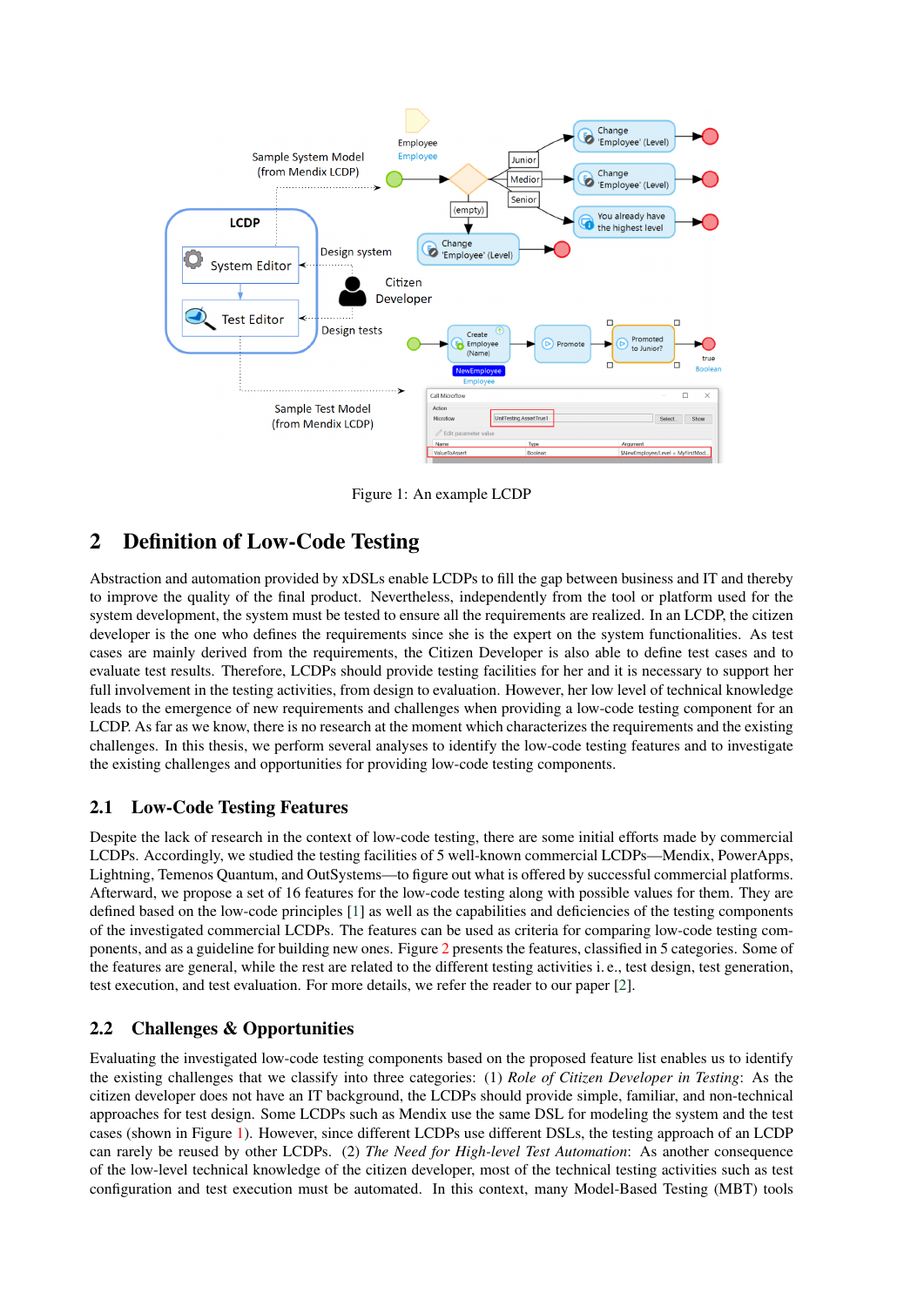Figure 1: An example LCDP

## 2 Definition of Low-Code Testing

Abstraction and automation provided by xDSLs enable LCDPs to fill the gap between business and IT and thereby to improve the quality of the final product. Nevertheless, independently from the tool or platform used for the system development, the system must be tested to ensure all the requirements are realized. In an LCDP, the citizen developer is the one who defines the requirements since she is the expert on the system functionalities. As test cases are mainly derived from the requirements, the Citizen Developer is also able to define test cases and to evaluate test results. Therefore, LCDPs should provide testing facilities for her and it is necessary to support her full involvement in the testing activities, from design to evaluation. However, her low level of technical knowledge leads to the emergence of new requirements and challenges when providing a low-code testing component for an LCDP. As far as we know, there is no research at the moment which characterizes the requirements and the existing challenges. In this thesis, we perform several analyses to identify the low-code testing features and to investigate the existing challenges and opportunities for providing low-code testing components.

### 2.1 Low-Code Testing Features

Despite the lack of research in the context of low-code testing, there are some initial efforts made by commercial LCDPs. Accordingly, we studied the testing facilities of 5 well-known commercial LCDPs—Mendix, PowerApps, Lightning, Temenos Quantum, and OutSystems—to figure out what is offered by successful commercial platforms. Afterward, we propose a set of 16 features for the low-code testing along with possible values for them. They are defined based on the low-code principles [1] as well as the capabilities and deficiencies of the testing components of the investigated commercial LCDPs. The features can be used as criteria for comparing low-code testing components, and as a guideline for building new ones. Figure 2 presents the features, classified in 5 categories. Some of the features are general, while the rest are related to the different testing activities i. e., test design, test generation, test execution, and test evaluation. For more details, we refer the reader to our paper [2].

### 2.2 Challenges & Opportunities

Evaluating the investigated low-code testing components based on the proposed feature list enables us to identify the existing challenges that we classify into three categories: (1) *Role of Citizen Developer in Testing*: As the citizen developer does not have an IT background, the LCDPs should provide simple, familiar, and non-technical approaches for test design. Some LCDPs such as Mendix use the same DSL for modeling the system and the test cases (shown in Figure 1). However, since different LCDPs use different DSLs, the testing approach of an LCDP can rarely be reused by other LCDPs. (2) *The Need for High-level Test Automation*: As another consequence of the low-level technical knowledge of the citizen developer, most of the technical testing activities such as test configuration and test execution must be automated. In this context, many Model-Based Testing (MBT) tools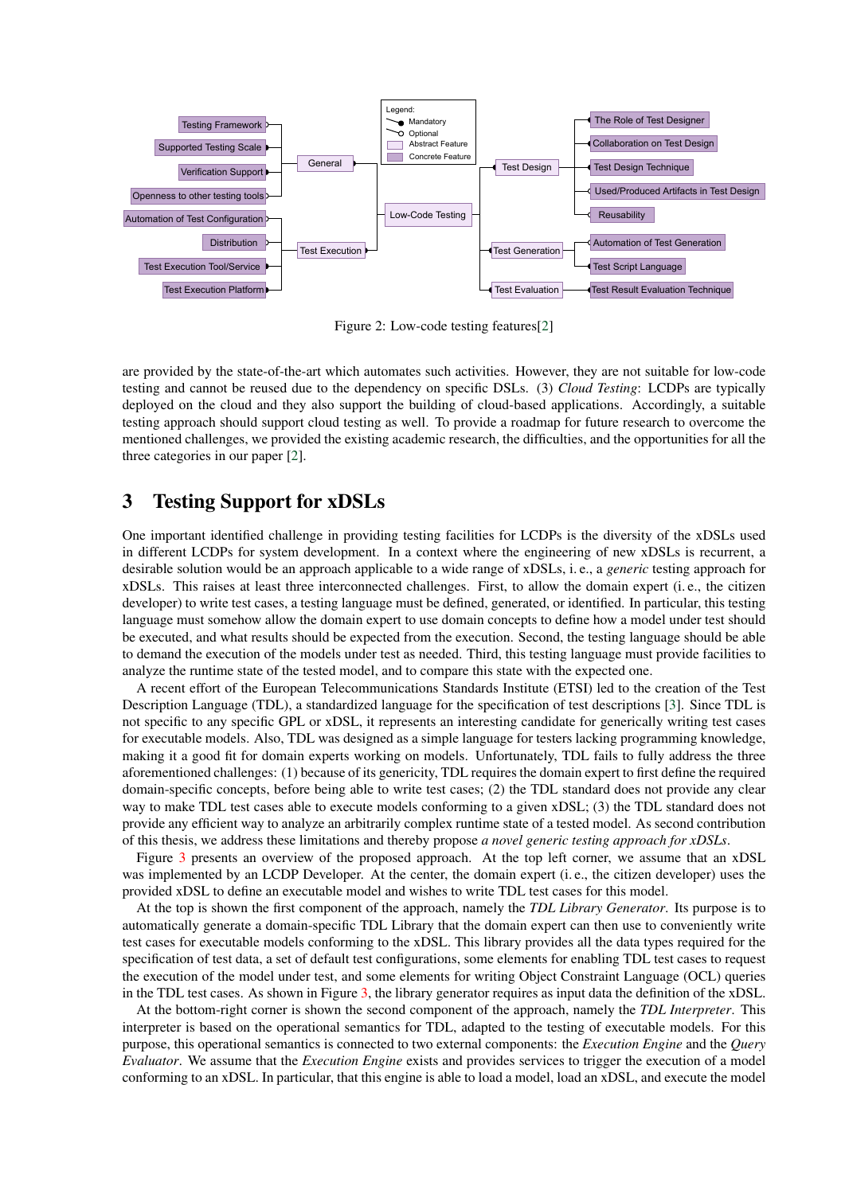Figure 2: Low-code testing features[2]

are provided by the state-of-the-art which automates such activities. However, they are not suitable for low-code testing and cannot be reused due to the dependency on specific DSLs. (3) *Cloud Testing*: LCDPs are typically deployed on the cloud and they also support the building of cloud-based applications. Accordingly, a suitable testing approach should support cloud testing as well. To provide a roadmap for future research to overcome the mentioned challenges, we provided the existing academic research, the difficulties, and the opportunities for all the three categories in our paper [2].

# 3 Testing Support for xDSLs

One important identified challenge in providing testing facilities for LCDPs is the diversity of the xDSLs used in different LCDPs for system development. In a context where the engineering of new xDSLs is recurrent, a desirable solution would be an approach applicable to a wide range of xDSLs, i. e., a *generic* testing approach for xDSLs. This raises at least three interconnected challenges. First, to allow the domain expert (i. e., the citizen developer) to write test cases, a testing language must be defined, generated, or identified. In particular, this testing language must somehow allow the domain expert to use domain concepts to define how a model under test should be executed, and what results should be expected from the execution. Second, the testing language should be able to demand the execution of the models under test as needed. Third, this testing language must provide facilities to analyze the runtime state of the tested model, and to compare this state with the expected one.

A recent effort of the European Telecommunications Standards Institute (ETSI) led to the creation of the Test Description Language (TDL), a standardized language for the specification of test descriptions [3]. Since TDL is not specific to any specific GPL or xDSL, it represents an interesting candidate for generically writing test cases for executable models. Also, TDL was designed as a simple language for testers lacking programming knowledge, making it a good fit for domain experts working on models. Unfortunately, TDL fails to fully address the three aforementioned challenges: (1) because of its genericity, TDL requires the domain expert to first define the required domain-specific concepts, before being able to write test cases; (2) the TDL standard does not provide any clear way to make TDL test cases able to execute models conforming to a given xDSL; (3) the TDL standard does not provide any efficient way to analyze an arbitrarily complex runtime state of a tested model. As second contribution of this thesis, we address these limitations and thereby propose *a novel generic testing approach for xDSLs*.

Figure 3 presents an overview of the proposed approach. At the top left corner, we assume that an xDSL was implemented by an LCDP Developer. At the center, the domain expert (i. e., the citizen developer) uses the provided xDSL to define an executable model and wishes to write TDL test cases for this model.

At the top is shown the first component of the approach, namely the *TDL Library Generator*. Its purpose is to automatically generate a domain-specific TDL Library that the domain expert can then use to conveniently write test cases for executable models conforming to the xDSL. This library provides all the data types required for the specification of test data, a set of default test configurations, some elements for enabling TDL test cases to request the execution of the model under test, and some elements for writing Object Constraint Language (OCL) queries in the TDL test cases. As shown in Figure 3, the library generator requires as input data the definition of the xDSL.

At the bottom-right corner is shown the second component of the approach, namely the *TDL Interpreter*. This interpreter is based on the operational semantics for TDL, adapted to the testing of executable models. For this purpose, this operational semantics is connected to two external components: the *Execution Engine* and the *Query Evaluator*. We assume that the *Execution Engine* exists and provides services to trigger the execution of a model conforming to an xDSL. In particular, that this engine is able to load a model, load an xDSL, and execute the model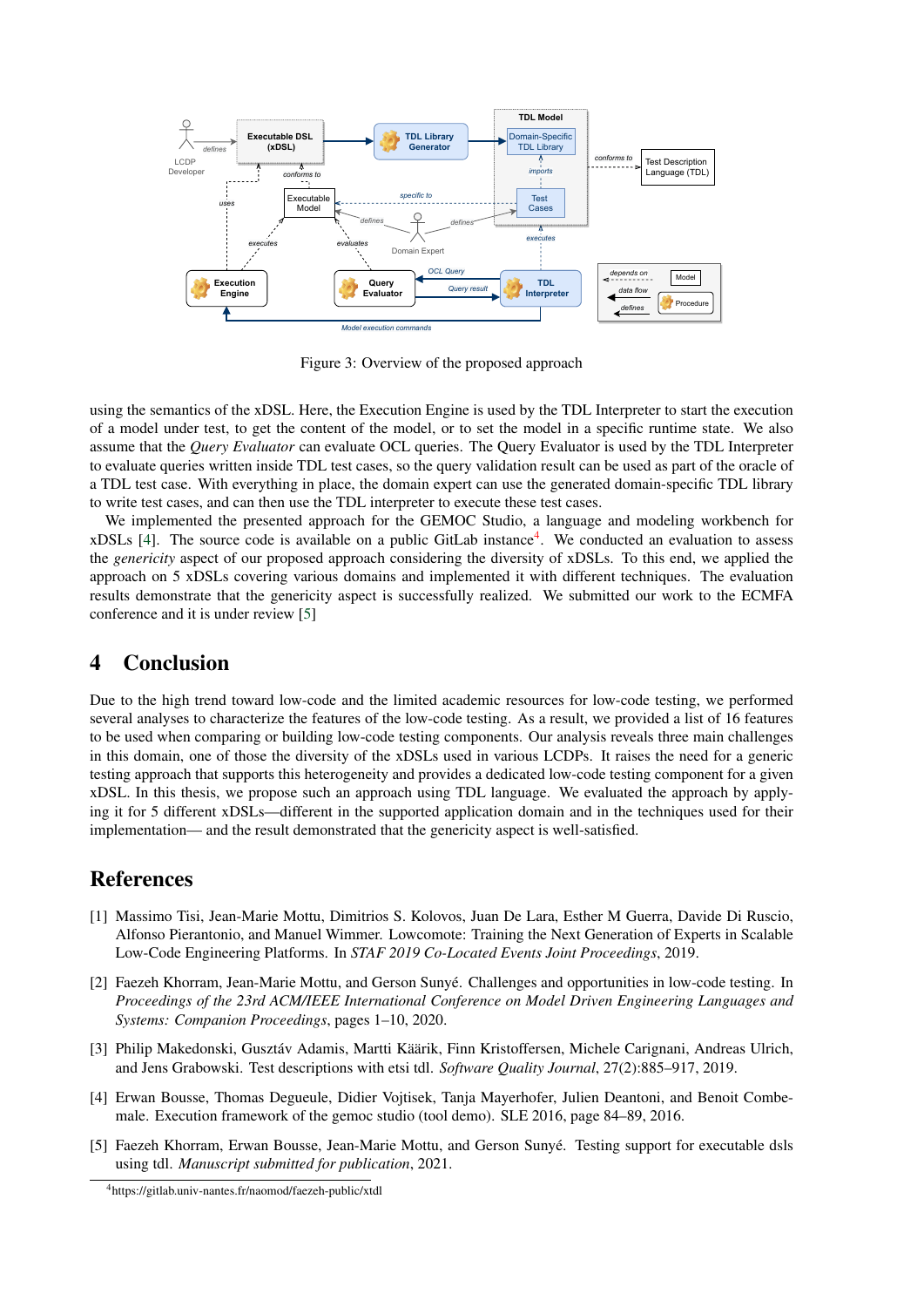Figure 3: Overview of the proposed approach

using the semantics of the xDSL. Here, the Execution Engine is used by the TDL Interpreter to start the execution of a model under test, to get the content of the model, or to set the model in a specific runtime state. We also assume that the *Query Evaluator* can evaluate OCL queries. The Query Evaluator is used by the TDL Interpreter to evaluate queries written inside TDL test cases, so the query validation result can be used as part of the oracle of a TDL test case. With everything in place, the domain expert can use the generated domain-specific TDL library to write test cases, and can then use the TDL interpreter to execute these test cases.

We implemented the presented approach for the GEMOC Studio, a language and modeling workbench for xDSLs [4]. The source code is available on a public GitLab instance[4]. We conducted an evaluation to assess the *genericity* aspect of our proposed approach considering the diversity of xDSLs. To this end, we applied the approach on 5 xDSLs covering various domains and implemented it with different techniques. The evaluation results demonstrate that the genericity aspect is successfully realized. We submitted our work to the ECMFA conference and it is under review [5]

## 4 Conclusion

Due to the high trend toward low-code and the limited academic resources for low-code testing, we performed several analyses to characterize the features of the low-code testing. As a result, we provided a list of 16 features to be used when comparing or building low-code testing components. Our analysis reveals three main challenges in this domain, one of those the diversity of the xDSLs used in various LCDPs. It raises the need for a generic testing approach that supports this heterogeneity and provides a dedicated low-code testing component for a given xDSL. In this thesis, we propose such an approach using TDL language. We evaluated the approach by applying it for 5 different xDSLs—different in the supported application domain and in the techniques used for their implementation— and the result demonstrated that the genericity aspect is well-satisfied.

## References

[1] Massimo Tisi, Jean-Marie Mottu, Dimitrios S. Kolovos, Juan De Lara, Esther M Guerra, Davide Di Ruscio, Alfonso Pierantonio, and Manuel Wimmer. Lowcomote: Training the Next Generation of Experts in Scalable Low-Code Engineering Platforms. In *STAF 2019 Co-Located Events Joint Proceedings*, 2019.

[2] Faezeh Khorram, Jean-Marie Mottu, and Gerson Sunyé. Challenges and opportunities in low-code testing. In *Proceedings of the 23rd ACM/IEEE International Conference on Model Driven Engineering Languages and Systems: Companion Proceedings*, pages 1–10, 2020.

[3] Philip Makedonski, Gusztáv Adamis, Martti Käärik, Finn Kristoffersen, Michele Carignani, Andreas Ulrich, and Jens Grabowski. Test descriptions with etsi tdl. *Software Quality Journal*, 27(2):885–917, 2019.

[4] Erwan Bousse, Thomas Degueule, Didier Vojtisek, Tanja Mayerhofer, Julien Deantoni, and Benoit Combemale. Execution framework of the gemoc studio (tool demo). SLE 2016, page 84–89, 2016.

[5] Faezeh Khorram, Erwan Bousse, Jean-Marie Mottu, and Gerson Sunyé. Testing support for executable dsls using tdl. *Manuscript submitted for publication*, 2021.

[4] https://gitlab.univ-nantes.fr/naomod/faezeh-public/xtdl